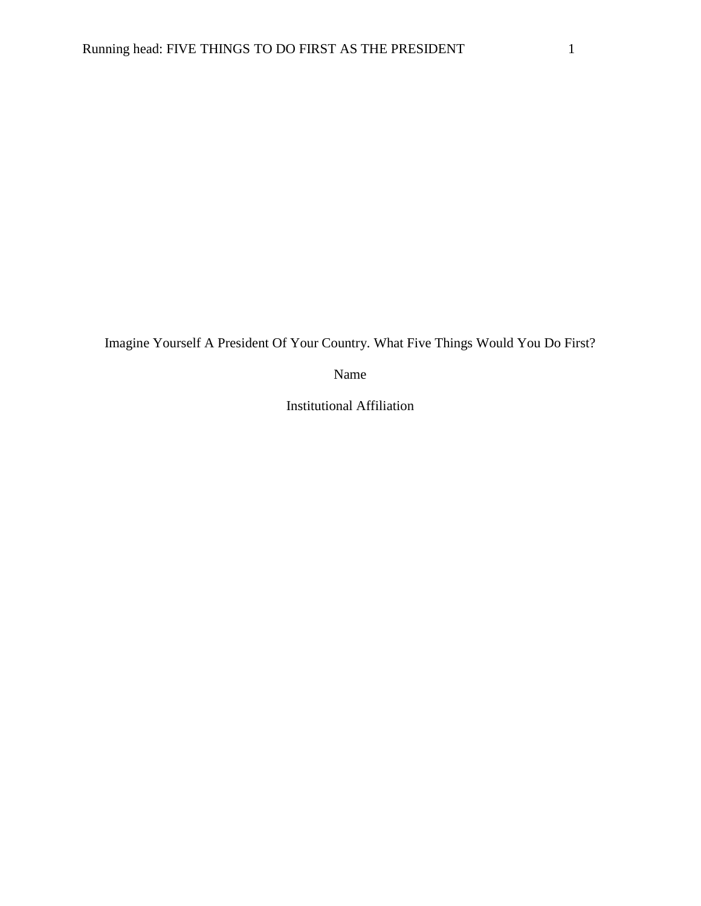# Imagine Yourself A President Of Your Country. What Five Things Would You Do First?

Name

Institutional Affiliation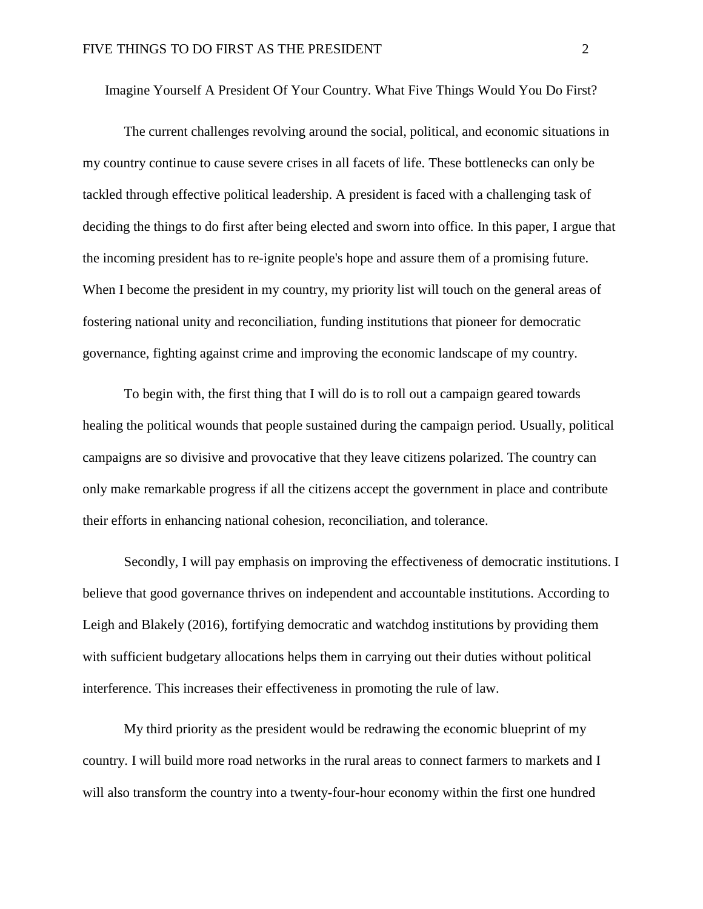# Imagine Yourself A President Of Your Country. What Five Things Would You Do First?

The current challenges revolving around the social, political, and economic situations in my country continue to cause severe crises in all facets of life. These bottlenecks can only be tackled through effective political leadership. A president is faced with a challenging task of deciding the things to do first after being elected and sworn into office. In this paper, I argue that the incoming president has to re-ignite people's hope and assure them of a promising future. When I become the president in my country, my priority list will touch on the general areas of fostering national unity and reconciliation, funding institutions that pioneer for democratic governance, fighting against crime and improving the economic landscape of my country.

To begin with, the first thing that I will do is to roll out a campaign geared towards healing the political wounds that people sustained during the campaign period. Usually, political campaigns are so divisive and provocative that they leave citizens polarized. The country can only make remarkable progress if all the citizens accept the government in place and contribute their efforts in enhancing national cohesion, reconciliation, and tolerance.

Secondly, I will pay emphasis on improving the effectiveness of democratic institutions. I believe that good governance thrives on independent and accountable institutions. According to Leigh and Blakely (2016), fortifying democratic and watchdog institutions by providing them with sufficient budgetary allocations helps them in carrying out their duties without political interference. This increases their effectiveness in promoting the rule of law.

My third priority as the president would be redrawing the economic blueprint of my country. I will build more road networks in the rural areas to connect farmers to markets and I will also transform the country into a twenty-four-hour economy within the first one hundred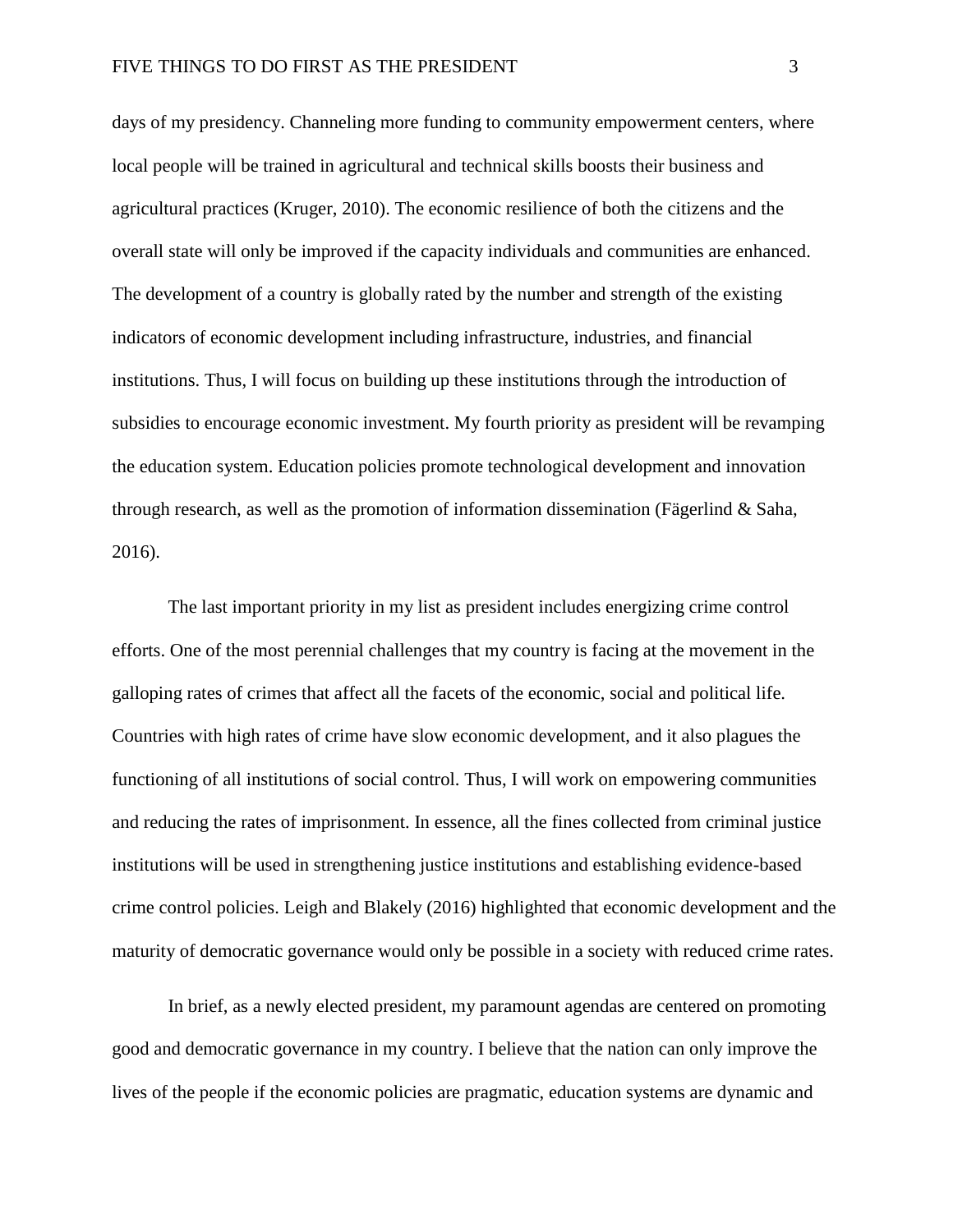days of my presidency. Channeling more funding to community empowerment centers, where local people will be trained in agricultural and technical skills boosts their business and agricultural practices (Kruger, 2010). The economic resilience of both the citizens and the overall state will only be improved if the capacity individuals and communities are enhanced. The development of a country is globally rated by the number and strength of the existing indicators of economic development including infrastructure, industries, and financial institutions. Thus, I will focus on building up these institutions through the introduction of subsidies to encourage economic investment. My fourth priority as president will be revamping the education system. Education policies promote technological development and innovation through research, as well as the promotion of information dissemination (Fägerlind & Saha, 2016).

The last important priority in my list as president includes energizing crime control efforts. One of the most perennial challenges that my country is facing at the movement in the galloping rates of crimes that affect all the facets of the economic, social and political life. Countries with high rates of crime have slow economic development, and it also plagues the functioning of all institutions of social control. Thus, I will work on empowering communities and reducing the rates of imprisonment. In essence, all the fines collected from criminal justice institutions will be used in strengthening justice institutions and establishing evidence-based crime control policies. Leigh and Blakely (2016) highlighted that economic development and the maturity of democratic governance would only be possible in a society with reduced crime rates.

In brief, as a newly elected president, my paramount agendas are centered on promoting good and democratic governance in my country. I believe that the nation can only improve the lives of the people if the economic policies are pragmatic, education systems are dynamic and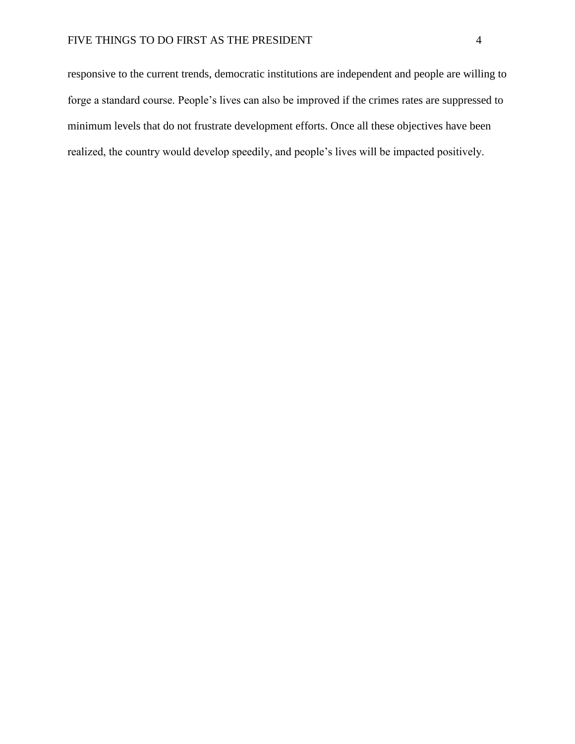responsive to the current trends, democratic institutions are independent and people are willing to forge a standard course. People's lives can also be improved if the crimes rates are suppressed to minimum levels that do not frustrate development efforts. Once all these objectives have been realized, the country would develop speedily, and people's lives will be impacted positively.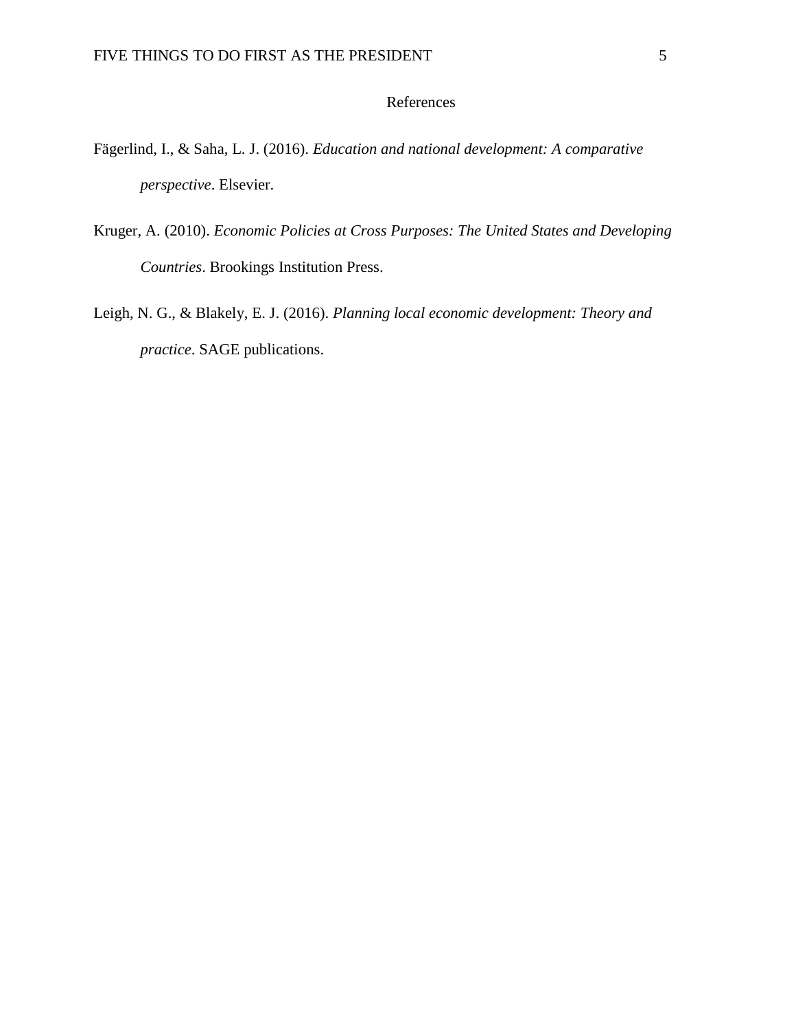# References

Fägerlind, I., & Saha, L. J. (2016). *Education and national development: A comparative perspective*. Elsevier.

Kruger, A. (2010). *Economic Policies at Cross Purposes: The United States and Developing Countries*. Brookings Institution Press.

Leigh, N. G., & Blakely, E. J. (2016). *Planning local economic development: Theory and practice*. SAGE publications.